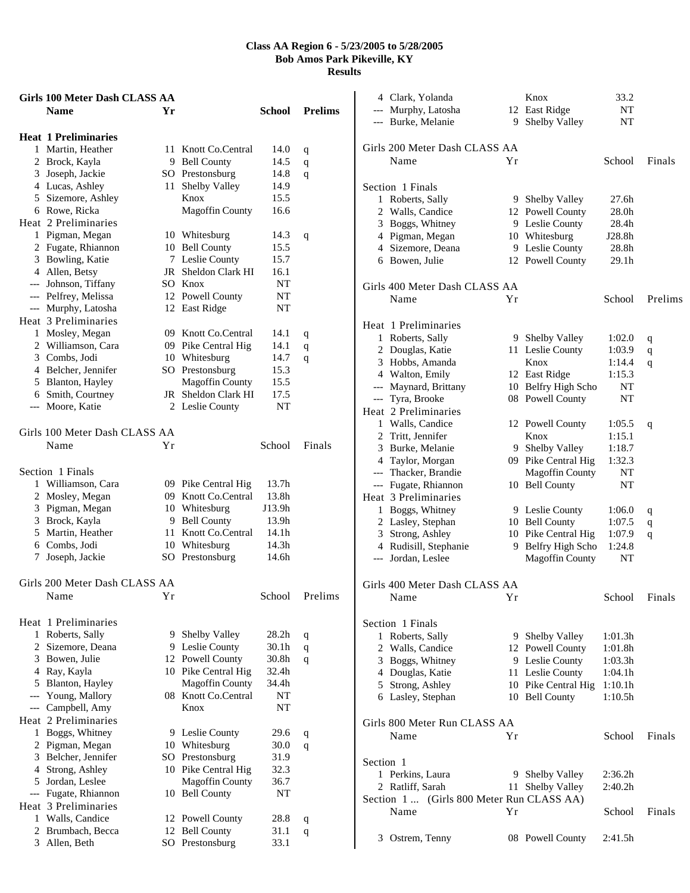# Class AA Region 6 - 5/23/2005 to 5/28/2005
## Bob Amos Park Pikeville, KY
## Results

### Girls 100 Meter Dash CLASS AA

| | Name | Yr | School | Prelims | |
|---|---|---|---|---|---|
| **Heat 1 Preliminaries** | | | | | |
| 1 | Martin, Heather | 11 | Knott Co.Central | 14.0 | q |
| 2 | Brock, Kayla | 9 | Bell County | 14.5 | q |
| 3 | Joseph, Jackie | SO | Prestonsburg | 14.8 | q |
| 4 | Lucas, Ashley | 11 | Shelby Valley | 14.9 | |
| 5 | Sizemore, Ashley | | Knox | 15.5 | |
| 6 | Rowe, Ricka | | Magoffin County | 16.6 | |
| **Heat 2 Preliminaries** | | | | | |
| 1 | Pigman, Megan | 10 | Whitesburg | 14.3 | q |
| 2 | Fugate, Rhiannon | 10 | Bell County | 15.5 | |
| 3 | Bowling, Katie | 7 | Leslie County | 15.7 | |
| 4 | Allen, Betsy | JR | Sheldon Clark HI | 16.1 | |
| --- | Johnson, Tiffany | SO | Knox | NT | |
| --- | Pelfrey, Melissa | 12 | Powell County | NT | |
| --- | Murphy, Latosha | 12 | East Ridge | NT | |
| **Heat 3 Preliminaries** | | | | | |
| 1 | Mosley, Megan | 09 | Knott Co.Central | 14.1 | q |
| 2 | Williamson, Cara | 09 | Pike Central Hig | 14.1 | q |
| 3 | Combs, Jodi | 10 | Whitesburg | 14.7 | q |
| 4 | Belcher, Jennifer | SO | Prestonsburg | 15.3 | |
| 5 | Blanton, Hayley | | Magoffin County | 15.5 | |
| 6 | Smith, Courtney | JR | Sheldon Clark HI | 17.5 | |
| --- | Moore, Katie | 2 | Leslie County | NT | |

### Girls 100 Meter Dash CLASS AA

| | Name | Yr | School | Finals |
|---|---|---|---|---|
| **Section 1 Finals** | | | | |
| 1 | Williamson, Cara | 09 | Pike Central Hig | 13.7h |
| 2 | Mosley, Megan | 09 | Knott Co.Central | 13.8h |
| 3 | Pigman, Megan | 10 | Whitesburg | J13.9h |
| 3 | Brock, Kayla | 9 | Bell County | 13.9h |
| 5 | Martin, Heather | 11 | Knott Co.Central | 14.1h |
| 6 | Combs, Jodi | 10 | Whitesburg | 14.3h |
| 7 | Joseph, Jackie | SO | Prestonsburg | 14.6h |

### Girls 200 Meter Dash CLASS AA

| | Name | Yr | School | Prelims | |
|---|---|---|---|---|---|
| **Heat 1 Preliminaries** | | | | | |
| 1 | Roberts, Sally | 9 | Shelby Valley | 28.2h | q |
| 2 | Sizemore, Deana | 9 | Leslie County | 30.1h | q |
| 3 | Bowen, Julie | 12 | Powell County | 30.8h | q |
| 4 | Ray, Kayla | 10 | Pike Central Hig | 32.4h | |
| 5 | Blanton, Hayley | | Magoffin County | 34.4h | |
| --- | Young, Mallory | 08 | Knott Co.Central | NT | |
| --- | Campbell, Amy | | Knox | NT | |
| **Heat 2 Preliminaries** | | | | | |
| 1 | Boggs, Whitney | 9 | Leslie County | 29.6 | q |
| 2 | Pigman, Megan | 10 | Whitesburg | 30.0 | q |
| 3 | Belcher, Jennifer | SO | Prestonsburg | 31.9 | |
| 4 | Strong, Ashley | 10 | Pike Central Hig | 32.3 | |
| 5 | Jordan, Leslee | | Magoffin County | 36.7 | |
| --- | Fugate, Rhiannon | 10 | Bell County | NT | |
| **Heat 3 Preliminaries** | | | | | |
| 1 | Walls, Candice | 12 | Powell County | 28.8 | q |
| 2 | Brumbach, Becca | 12 | Bell County | 31.1 | q |
| 3 | Allen, Beth | SO | Prestonsburg | 33.1 | |
| 4 | Clark, Yolanda | | Knox | 33.2 | |
| --- | Murphy, Latosha | 12 | East Ridge | NT | |
| --- | Burke, Melanie | 9 | Shelby Valley | NT | |

### Girls 200 Meter Dash CLASS AA

| | Name | Yr | School | Finals |
|---|---|---|---|---|
| **Section 1 Finals** | | | | |
| 1 | Roberts, Sally | 9 | Shelby Valley | 27.6h |
| 2 | Walls, Candice | 12 | Powell County | 28.0h |
| 3 | Boggs, Whitney | 9 | Leslie County | 28.4h |
| 4 | Pigman, Megan | 10 | Whitesburg | J28.8h |
| 4 | Sizemore, Deana | 9 | Leslie County | 28.8h |
| 6 | Bowen, Julie | 12 | Powell County | 29.1h |

### Girls 400 Meter Dash CLASS AA

| | Name | Yr | School | Prelims | |
|---|---|---|---|---|---|
| **Heat 1 Preliminaries** | | | | | |
| 1 | Roberts, Sally | 9 | Shelby Valley | 1:02.0 | q |
| 2 | Douglas, Katie | 11 | Leslie County | 1:03.9 | q |
| 3 | Hobbs, Amanda | | Knox | 1:14.4 | q |
| 4 | Walton, Emily | 12 | East Ridge | 1:15.3 | |
| --- | Maynard, Brittany | 10 | Belfry High Scho | NT | |
| --- | Tyra, Brooke | 08 | Powell County | NT | |
| **Heat 2 Preliminaries** | | | | | |
| 1 | Walls, Candice | 12 | Powell County | 1:05.5 | q |
| 2 | Tritt, Jennifer | | Knox | 1:15.1 | |
| 3 | Burke, Melanie | 9 | Shelby Valley | 1:18.7 | |
| 4 | Taylor, Morgan | 09 | Pike Central Hig | 1:32.3 | |
| --- | Thacker, Brandie | | Magoffin County | NT | |
| --- | Fugate, Rhiannon | 10 | Bell County | NT | |
| **Heat 3 Preliminaries** | | | | | |
| 1 | Boggs, Whitney | 9 | Leslie County | 1:06.0 | q |
| 2 | Lasley, Stephan | 10 | Bell County | 1:07.5 | q |
| 3 | Strong, Ashley | 10 | Pike Central Hig | 1:07.9 | q |
| 4 | Rudisill, Stephanie | 9 | Belfry High Scho | 1:24.8 | |
| --- | Jordan, Leslee | | Magoffin County | NT | |

### Girls 400 Meter Dash CLASS AA

| | Name | Yr | School | Finals |
|---|---|---|---|---|
| **Section 1 Finals** | | | | |
| 1 | Roberts, Sally | 9 | Shelby Valley | 1:01.3h |
| 2 | Walls, Candice | 12 | Powell County | 1:01.8h |
| 3 | Boggs, Whitney | 9 | Leslie County | 1:03.3h |
| 4 | Douglas, Katie | 11 | Leslie County | 1:04.1h |
| 5 | Strong, Ashley | 10 | Pike Central Hig | 1:10.1h |
| 6 | Lasley, Stephan | 10 | Bell County | 1:10.5h |

### Girls 800 Meter Run CLASS AA

| | Name | Yr | School | Finals |
|---|---|---|---|---|
| **Section 1** | | | | |
| 1 | Perkins, Laura | 9 | Shelby Valley | 2:36.2h |
| 2 | Ratliff, Sarah | 11 | Shelby Valley | 2:40.2h |
| 3 | Ostrem, Tenny | 08 | Powell County | 2:41.5h |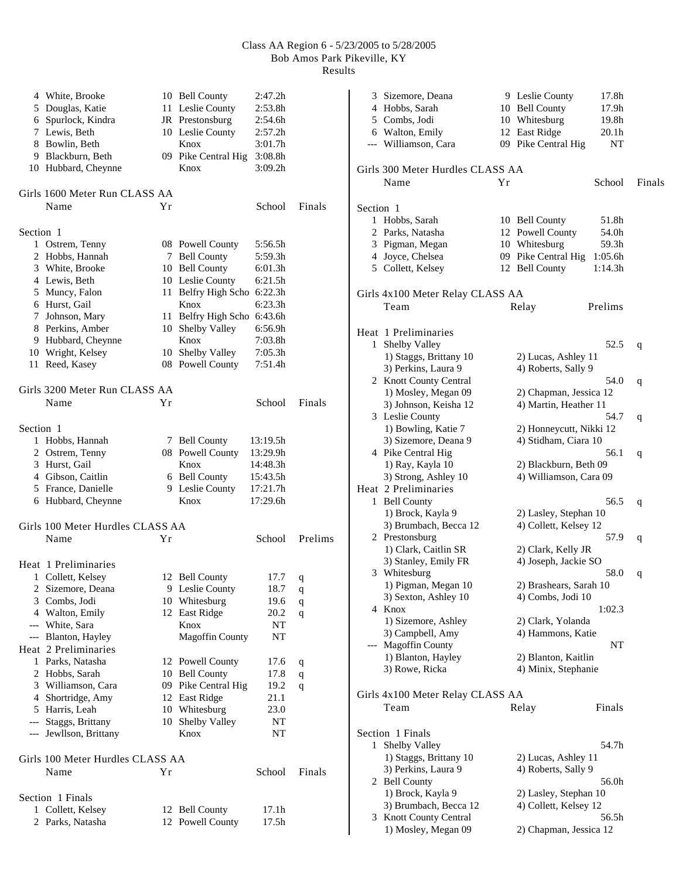# Class AA Region 6 - 5/23/2005 to 5/28/2005
## Bob Amos Park Pikeville, KY
## Results

| | Name | Yr | School | Finals |
|---|---|---|---|---|
| 4 | White, Brooke | 10 | Bell County | 2:47.2h |
| 5 | Douglas, Katie | 11 | Leslie County | 2:53.8h |
| 6 | Spurlock, Kindra | JR | Prestonsburg | 2:54.6h |
| 7 | Lewis, Beth | 10 | Leslie County | 2:57.2h |
| 8 | Bowlin, Beth | | Knox | 3:01.7h |
| 9 | Blackburn, Beth | 09 | Pike Central Hig | 3:08.8h |
| 10 | Hubbard, Cheynne | | Knox | 3:09.2h |

### Girls 1600 Meter Run CLASS AA

Section 1

| | Name | Yr | School | Finals |
|---|---|---|---|---|
| 1 | Ostrem, Tenny | 08 | Powell County | 5:56.5h |
| 2 | Hobbs, Hannah | 7 | Bell County | 5:59.3h |
| 3 | White, Brooke | 10 | Bell County | 6:01.3h |
| 4 | Lewis, Beth | 10 | Leslie County | 6:21.5h |
| 5 | Muncy, Falon | 11 | Belfry High Scho | 6:22.3h |
| 6 | Hurst, Gail | | Knox | 6:23.3h |
| 7 | Johnson, Mary | 11 | Belfry High Scho | 6:43.6h |
| 8 | Perkins, Amber | 10 | Shelby Valley | 6:56.9h |
| 9 | Hubbard, Cheynne | | Knox | 7:03.8h |
| 10 | Wright, Kelsey | 10 | Shelby Valley | 7:05.3h |
| 11 | Reed, Kasey | 08 | Powell County | 7:51.4h |

### Girls 3200 Meter Run CLASS AA

Section 1

| | Name | Yr | School | Finals |
|---|---|---|---|---|
| 1 | Hobbs, Hannah | 7 | Bell County | 13:19.5h |
| 2 | Ostrem, Tenny | 08 | Powell County | 13:29.9h |
| 3 | Hurst, Gail | | Knox | 14:48.3h |
| 4 | Gibson, Caitlin | 6 | Bell County | 15:43.5h |
| 5 | France, Danielle | 9 | Leslie County | 17:21.7h |
| 6 | Hubbard, Cheynne | | Knox | 17:29.6h |

### Girls 100 Meter Hurdles CLASS AA

| | Name | Yr | School | Prelims | |
|---|---|---|---|---|---|
| **Heat 1 Preliminaries** | | | | | |
| 1 | Collett, Kelsey | 12 | Bell County | 17.7 | q |
| 2 | Sizemore, Deana | 9 | Leslie County | 18.7 | q |
| 3 | Combs, Jodi | 10 | Whitesburg | 19.6 | q |
| 4 | Walton, Emily | 12 | East Ridge | 20.2 | q |
| --- | White, Sara | | Knox | NT | |
| --- | Blanton, Hayley | | Magoffin County | NT | |
| **Heat 2 Preliminaries** | | | | | |
| 1 | Parks, Natasha | 12 | Powell County | 17.6 | q |
| 2 | Hobbs, Sarah | 10 | Bell County | 17.8 | q |
| 3 | Williamson, Cara | 09 | Pike Central Hig | 19.2 | q |
| 4 | Shortridge, Amy | 12 | East Ridge | 21.1 | |
| 5 | Harris, Leah | 10 | Whitesburg | 23.0 | |
| --- | Staggs, Brittany | 10 | Shelby Valley | NT | |
| --- | Jewllson, Brittany | | Knox | NT | |

### Girls 100 Meter Hurdles CLASS AA

Section 1 Finals

| | Name | Yr | School | Finals |
|---|---|---|---|---|
| 1 | Collett, Kelsey | 12 | Bell County | 17.1h |
| 2 | Parks, Natasha | 12 | Powell County | 17.5h |
| 3 | Sizemore, Deana | 9 | Leslie County | 17.8h |
| 4 | Hobbs, Sarah | 10 | Bell County | 17.9h |
| 5 | Combs, Jodi | 10 | Whitesburg | 19.8h |
| 6 | Walton, Emily | 12 | East Ridge | 20.1h |
| --- | Williamson, Cara | 09 | Pike Central Hig | NT |

### Girls 300 Meter Hurdles CLASS AA

Section 1

| | Name | Yr | School | Finals |
|---|---|---|---|---|
| 1 | Hobbs, Sarah | 10 | Bell County | 51.8h |
| 2 | Parks, Natasha | 12 | Powell County | 54.0h |
| 3 | Pigman, Megan | 10 | Whitesburg | 59.3h |
| 4 | Joyce, Chelsea | 09 | Pike Central Hig | 1:05.6h |
| 5 | Collett, Kelsey | 12 | Bell County | 1:14.3h |

### Girls 4x100 Meter Relay CLASS AA

| | Team | Relay | Prelims | |
|---|---|---|---|---|
| **Heat 1 Preliminaries** | | | | |
| 1 | Shelby Valley | | 52.5 | q |
| | 1) Staggs, Brittany 10 | 2) Lucas, Ashley 11 | | |
| | 3) Perkins, Laura 9 | 4) Roberts, Sally 9 | | |
| 2 | Knott County Central | | 54.0 | q |
| | 1) Mosley, Megan 09 | 2) Chapman, Jessica 12 | | |
| | 3) Johnson, Keisha 12 | 4) Martin, Heather 11 | | |
| 3 | Leslie County | | 54.7 | q |
| | 1) Bowling, Katie 7 | 2) Honneycutt, Nikki 12 | | |
| | 3) Sizemore, Deana 9 | 4) Stidham, Ciara 10 | | |
| 4 | Pike Central Hig | | 56.1 | q |
| | 1) Ray, Kayla 10 | 2) Blackburn, Beth 09 | | |
| | 3) Strong, Ashley 10 | 4) Williamson, Cara 09 | | |
| **Heat 2 Preliminaries** | | | | |
| 1 | Bell County | | 56.5 | q |
| | 1) Brock, Kayla 9 | 2) Lasley, Stephan 10 | | |
| | 3) Brumbach, Becca 12 | 4) Collett, Kelsey 12 | | |
| 2 | Prestonsburg | | 57.9 | q |
| | 1) Clark, Caitlin SR | 2) Clark, Kelly JR | | |
| | 3) Stanley, Emily FR | 4) Joseph, Jackie SO | | |
| 3 | Whitesburg | | 58.0 | q |
| | 1) Pigman, Megan 10 | 2) Brashears, Sarah 10 | | |
| | 3) Sexton, Ashley 10 | 4) Combs, Jodi 10 | | |
| 4 | Knox | | 1:02.3 | |
| | 1) Sizemore, Ashley | 2) Clark, Yolanda | | |
| | 3) Campbell, Amy | 4) Hammons, Katie | | |
| --- | Magoffin County | | NT | |
| | 1) Blanton, Hayley | 2) Blanton, Kaitlin | | |
| | 3) Rowe, Ricka | 4) Minix, Stephanie | | |

### Girls 4x100 Meter Relay CLASS AA

Section 1 Finals

| | Team | Relay | Finals |
|---|---|---|---|
| 1 | Shelby Valley | | 54.7h |
| | 1) Staggs, Brittany 10 | 2) Lucas, Ashley 11 | |
| | 3) Perkins, Laura 9 | 4) Roberts, Sally 9 | |
| 2 | Bell County | | 56.0h |
| | 1) Brock, Kayla 9 | 2) Lasley, Stephan 10 | |
| | 3) Brumbach, Becca 12 | 4) Collett, Kelsey 12 | |
| 3 | Knott County Central | | 56.5h |
| | 1) Mosley, Megan 09 | 2) Chapman, Jessica 12 | |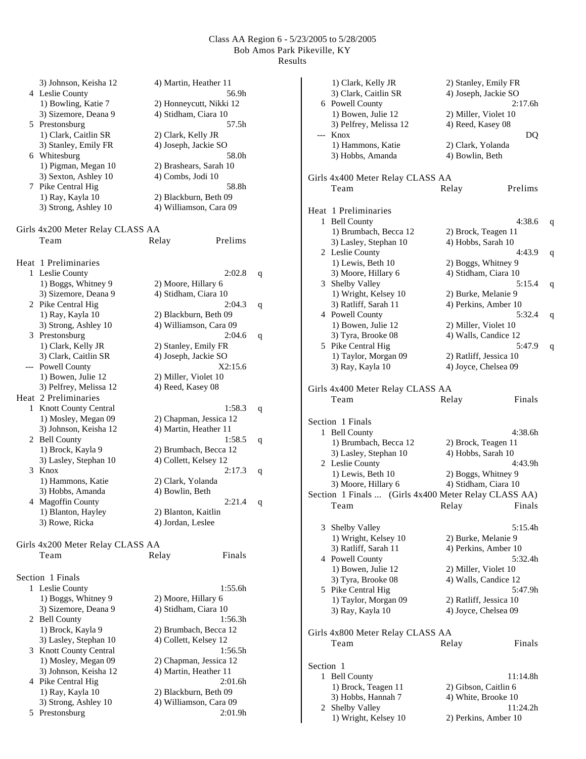Class AA Region 6 - 5/23/2005 to 5/28/2005
Bob Amos Park Pikeville, KY
Results

```
    3) Johnson, Keisha 12        4) Martin, Heather 11
  4 Leslie County                                   56.9h
    1) Bowling, Katie 7          2) Honneycutt, Nikki 12
    3) Sizemore, Deana 9         4) Stidham, Ciara 10
  5 Prestonsburg                                    57.5h
    1) Clark, Caitlin SR         2) Clark, Kelly JR
    3) Stanley, Emily FR         4) Joseph, Jackie SO
  6 Whitesburg                                      58.0h
    1) Pigman, Megan 10          2) Brashears, Sarah 10
    3) Sexton, Ashley 10         4) Combs, Jodi 10
  7 Pike Central Hig                                58.8h
    1) Ray, Kayla 10             2) Blackburn, Beth 09
    3) Strong, Ashley 10         4) Williamson, Cara 09
```

Girls 4x200 Meter Relay CLASS AA

```
    Team                      Relay              Prelims

Heat  1 Preliminaries
  1 Leslie County                                  2:02.8   q
    1) Boggs, Whitney 9          2) Moore, Hillary 6
    3) Sizemore, Deana 9         4) Stidham, Ciara 10
  2 Pike Central Hig                               2:04.3   q
    1) Ray, Kayla 10             2) Blackburn, Beth 09
    3) Strong, Ashley 10         4) Williamson, Cara 09
  3 Prestonsburg                                   2:04.6   q
    1) Clark, Kelly JR           2) Stanley, Emily FR
    3) Clark, Caitlin SR         4) Joseph, Jackie SO
 -- Powell County                                 X2:15.6
    1) Bowen, Julie 12           2) Miller, Violet 10
    3) Pelfrey, Melissa 12       4) Reed, Kasey 08
Heat  2 Preliminaries
  1 Knott County Central                           1:58.3   q
    1) Mosley, Megan 09          2) Chapman, Jessica 12
    3) Johnson, Keisha 12        4) Martin, Heather 11
  2 Bell County                                    1:58.5   q
    1) Brock, Kayla 9            2) Brumbach, Becca 12
    3) Lasley, Stephan 10        4) Collett, Kelsey 12
  3 Knox                                           2:17.3   q
    1) Hammons, Katie            2) Clark, Yolanda
    3) Hobbs, Amanda             4) Bowlin, Beth
  4 Magoffin County                                2:21.4   q
    1) Blanton, Hayley           2) Blanton, Kaitlin
    3) Rowe, Ricka               4) Jordan, Leslee
```

Girls 4x200 Meter Relay CLASS AA

```
    Team                      Relay               Finals

Section  1 Finals
  1 Leslie County                                  1:55.6h
    1) Boggs, Whitney 9          2) Moore, Hillary 6
    3) Sizemore, Deana 9         4) Stidham, Ciara 10
  2 Bell County                                    1:56.3h
    1) Brock, Kayla 9            2) Brumbach, Becca 12
    3) Lasley, Stephan 10        4) Collett, Kelsey 12
  3 Knott County Central                           1:56.5h
    1) Mosley, Megan 09          2) Chapman, Jessica 12
    3) Johnson, Keisha 12        4) Martin, Heather 11
  4 Pike Central Hig                               2:01.6h
    1) Ray, Kayla 10             2) Blackburn, Beth 09
    3) Strong, Ashley 10         4) Williamson, Cara 09
  5 Prestonsburg                                   2:01.9h
    1) Clark, Kelly JR           2) Stanley, Emily FR
    3) Clark, Caitlin SR         4) Joseph, Jackie SO
  6 Powell County                                  2:17.6h
    1) Bowen, Julie 12           2) Miller, Violet 10
    3) Pelfrey, Melissa 12       4) Reed, Kasey 08
 -- Knox                                                DQ
    1) Hammons, Katie            2) Clark, Yolanda
    3) Hobbs, Amanda             4) Bowlin, Beth
```

Girls 4x400 Meter Relay CLASS AA

```
    Team                      Relay              Prelims

Heat  1 Preliminaries
  1 Bell County                                    4:38.6   q
    1) Brumbach, Becca 12        2) Brock, Teagen 11
    3) Lasley, Stephan 10        4) Hobbs, Sarah 10
  2 Leslie County                                  4:43.9   q
    1) Lewis, Beth 10            2) Boggs, Whitney 9
    3) Moore, Hillary 6          4) Stidham, Ciara 10
  3 Shelby Valley                                  5:15.4   q
    1) Wright, Kelsey 10         2) Burke, Melanie 9
    3) Ratliff, Sarah 11         4) Perkins, Amber 10
  4 Powell County                                  5:32.4   q
    1) Bowen, Julie 12           2) Miller, Violet 10
    3) Tyra, Brooke 08           4) Walls, Candice 12
  5 Pike Central Hig                               5:47.9   q
    1) Taylor, Morgan 09         2) Ratliff, Jessica 10
    3) Ray, Kayla 10             4) Joyce, Chelsea 09
```

Girls 4x400 Meter Relay CLASS AA

```
    Team                      Relay               Finals

Section  1 Finals
  1 Bell County                                    4:38.6h
    1) Brumbach, Becca 12        2) Brock, Teagen 11
    3) Lasley, Stephan 10        4) Hobbs, Sarah 10
  2 Leslie County                                  4:43.9h
    1) Lewis, Beth 10            2) Boggs, Whitney 9
    3) Moore, Hillary 6          4) Stidham, Ciara 10
Section  1 Finals ...  (Girls 4x400 Meter Relay CLASS AA)
    Team                      Relay               Finals

  3 Shelby Valley                                  5:15.4h
    1) Wright, Kelsey 10         2) Burke, Melanie 9
    3) Ratliff, Sarah 11         4) Perkins, Amber 10
  4 Powell County                                  5:32.4h
    1) Bowen, Julie 12           2) Miller, Violet 10
    3) Tyra, Brooke 08           4) Walls, Candice 12
  5 Pike Central Hig                               5:47.9h
    1) Taylor, Morgan 09         2) Ratliff, Jessica 10
    3) Ray, Kayla 10             4) Joyce, Chelsea 09
```

Girls 4x800 Meter Relay CLASS AA

```
    Team                      Relay               Finals

Section  1
  1 Bell County                                   11:14.8h
    1) Brock, Teagen 11          2) Gibson, Caitlin 6
    3) Hobbs, Hannah 7           4) White, Brooke 10
  2 Shelby Valley                                 11:24.2h
    1) Wright, Kelsey 10         2) Perkins, Amber 10
```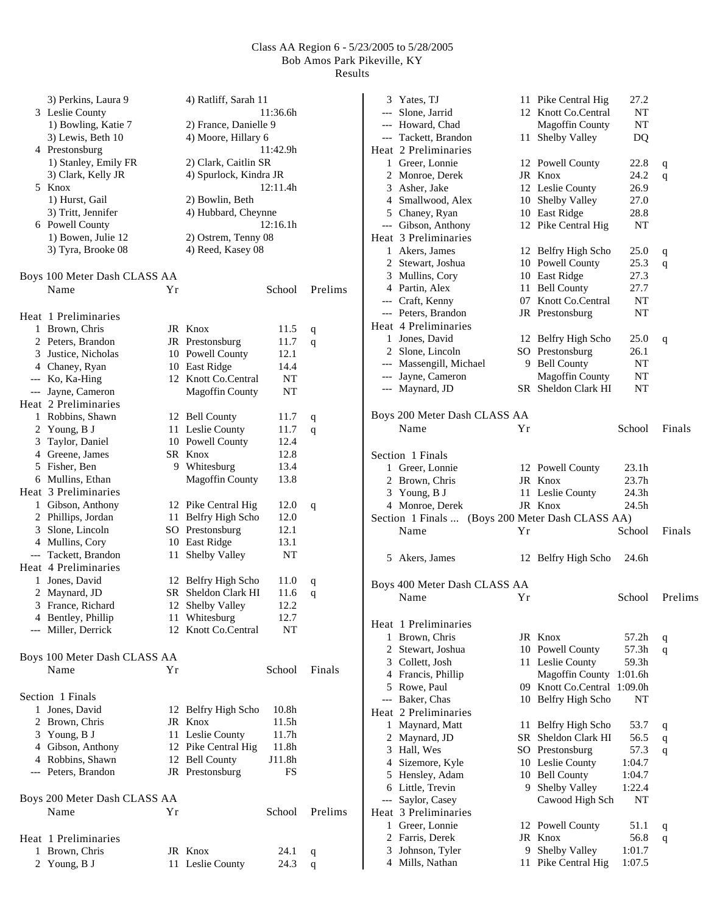# Class AA Region 6 - 5/23/2005 to 5/28/2005
## Bob Amos Park Pikeville, KY
### Results

3) Perkins, Laura 9 | 4) Ratliff, Sarah 11

| Place | Team | Time |
|---|---|---|
| 3 | Leslie County | 11:36.6h |
| | 1) Bowling, Katie 7 / 2) France, Danielle 9 / 3) Lewis, Beth 10 / 4) Moore, Hillary 6 | |
| 4 | Prestonsburg | 11:42.9h |
| | 1) Stanley, Emily FR / 2) Clark, Caitlin SR / 3) Clark, Kelly JR / 4) Spurlock, Kindra JR | |
| 5 | Knox | 12:11.4h |
| | 1) Hurst, Gail / 2) Bowlin, Beth / 3) Tritt, Jennifer / 4) Hubbard, Cheynne | |
| 6 | Powell County | 12:16.1h |
| | 1) Bowen, Julie 12 / 2) Ostrem, Tenny 08 / 3) Tyra, Brooke 08 / 4) Reed, Kasey 08 | |

## Boys 100 Meter Dash CLASS AA

| | Name | Yr | School | Prelims | |
|---|---|---|---|---|---|
| **Heat 1 Preliminaries** | | | | | |
| 1 | Brown, Chris | JR | Knox | 11.5 | q |
| 2 | Peters, Brandon | JR | Prestonsburg | 11.7 | q |
| 3 | Justice, Nicholas | 10 | Powell County | 12.1 | |
| 4 | Chaney, Ryan | 10 | East Ridge | 14.4 | |
| --- | Ko, Ka-Hing | 12 | Knott Co.Central | NT | |
| --- | Jayne, Cameron | | Magoffin County | NT | |
| **Heat 2 Preliminaries** | | | | | |
| 1 | Robbins, Shawn | 12 | Bell County | 11.7 | q |
| 2 | Young, B J | 11 | Leslie County | 11.7 | q |
| 3 | Taylor, Daniel | 10 | Powell County | 12.4 | |
| 4 | Greene, James | SR | Knox | 12.8 | |
| 5 | Fisher, Ben | 9 | Whitesburg | 13.4 | |
| 6 | Mullins, Ethan | | Magoffin County | 13.8 | |
| **Heat 3 Preliminaries** | | | | | |
| 1 | Gibson, Anthony | 12 | Pike Central Hig | 12.0 | q |
| 2 | Phillips, Jordan | 11 | Belfry High Scho | 12.0 | |
| 3 | Slone, Lincoln | SO | Prestonsburg | 12.1 | |
| 4 | Mullins, Cory | 10 | East Ridge | 13.1 | |
| --- | Tackett, Brandon | 11 | Shelby Valley | NT | |
| **Heat 4 Preliminaries** | | | | | |
| 1 | Jones, David | 12 | Belfry High Scho | 11.0 | q |
| 2 | Maynard, JD | SR | Sheldon Clark HI | 11.6 | q |
| 3 | France, Richard | 12 | Shelby Valley | 12.2 | |
| 4 | Bentley, Phillip | 11 | Whitesburg | 12.7 | |
| --- | Miller, Derrick | 12 | Knott Co.Central | NT | |

## Boys 100 Meter Dash CLASS AA

| | Name | Yr | School | Finals |
|---|---|---|---|---|
| **Section 1 Finals** | | | | |
| 1 | Jones, David | 12 | Belfry High Scho | 10.8h |
| 2 | Brown, Chris | JR | Knox | 11.5h |
| 3 | Young, B J | 11 | Leslie County | 11.7h |
| 4 | Gibson, Anthony | 12 | Pike Central Hig | 11.8h |
| 4 | Robbins, Shawn | 12 | Bell County | J11.8h |
| --- | Peters, Brandon | JR | Prestonsburg | FS |

## Boys 200 Meter Dash CLASS AA

| | Name | Yr | School | Prelims | |
|---|---|---|---|---|---|
| **Heat 1 Preliminaries** | | | | | |
| 1 | Brown, Chris | JR | Knox | 24.1 | q |
| 2 | Young, B J | 11 | Leslie County | 24.3 | q |
| 3 | Yates, TJ | 11 | Pike Central Hig | 27.2 | |
| --- | Slone, Jarrid | 12 | Knott Co.Central | NT | |
| --- | Howard, Chad | | Magoffin County | NT | |
| --- | Tackett, Brandon | 11 | Shelby Valley | DQ | |
| **Heat 2 Preliminaries** | | | | | |
| 1 | Greer, Lonnie | 12 | Powell County | 22.8 | q |
| 2 | Monroe, Derek | JR | Knox | 24.2 | q |
| 3 | Asher, Jake | 12 | Leslie County | 26.9 | |
| 4 | Smallwood, Alex | 10 | Shelby Valley | 27.0 | |
| 5 | Chaney, Ryan | 10 | East Ridge | 28.8 | |
| --- | Gibson, Anthony | 12 | Pike Central Hig | NT | |
| **Heat 3 Preliminaries** | | | | | |
| 1 | Akers, James | 12 | Belfry High Scho | 25.0 | q |
| 2 | Stewart, Joshua | 10 | Powell County | 25.3 | q |
| 3 | Mullins, Cory | 10 | East Ridge | 27.3 | |
| 4 | Partin, Alex | 11 | Bell County | 27.7 | |
| --- | Craft, Kenny | 07 | Knott Co.Central | NT | |
| --- | Peters, Brandon | JR | Prestonsburg | NT | |
| **Heat 4 Preliminaries** | | | | | |
| 1 | Jones, David | 12 | Belfry High Scho | 25.0 | q |
| 2 | Slone, Lincoln | SO | Prestonsburg | 26.1 | |
| --- | Massengill, Michael | 9 | Bell County | NT | |
| --- | Jayne, Cameron | | Magoffin County | NT | |
| --- | Maynard, JD | SR | Sheldon Clark HI | NT | |

## Boys 200 Meter Dash CLASS AA

| | Name | Yr | School | Finals |
|---|---|---|---|---|
| **Section 1 Finals** | | | | |
| 1 | Greer, Lonnie | 12 | Powell County | 23.1h |
| 2 | Brown, Chris | JR | Knox | 23.7h |
| 3 | Young, B J | 11 | Leslie County | 24.3h |
| 4 | Monroe, Derek | JR | Knox | 24.5h |
| 5 | Akers, James | 12 | Belfry High Scho | 24.6h |

## Boys 400 Meter Dash CLASS AA

| | Name | Yr | School | Prelims | |
|---|---|---|---|---|---|
| **Heat 1 Preliminaries** | | | | | |
| 1 | Brown, Chris | JR | Knox | 57.2h | q |
| 2 | Stewart, Joshua | 10 | Powell County | 57.3h | q |
| 3 | Collett, Josh | 11 | Leslie County | 59.3h | |
| 4 | Francis, Phillip | | Magoffin County | 1:01.6h | |
| 5 | Rowe, Paul | 09 | Knott Co.Central | 1:09.0h | |
| --- | Baker, Chas | 10 | Belfry High Scho | NT | |
| **Heat 2 Preliminaries** | | | | | |
| 1 | Maynard, Matt | 11 | Belfry High Scho | 53.7 | q |
| 2 | Maynard, JD | SR | Sheldon Clark HI | 56.5 | q |
| 3 | Hall, Wes | SO | Prestonsburg | 57.3 | q |
| 4 | Sizemore, Kyle | 10 | Leslie County | 1:04.7 | |
| 5 | Hensley, Adam | 10 | Bell County | 1:04.7 | |
| 6 | Little, Trevin | 9 | Shelby Valley | 1:22.4 | |
| --- | Saylor, Casey | | Cawood High Sch | NT | |
| **Heat 3 Preliminaries** | | | | | |
| 1 | Greer, Lonnie | 12 | Powell County | 51.1 | q |
| 2 | Farris, Derek | JR | Knox | 56.8 | q |
| 3 | Johnson, Tyler | 9 | Shelby Valley | 1:01.7 | |
| 4 | Mills, Nathan | 11 | Pike Central Hig | 1:07.5 | |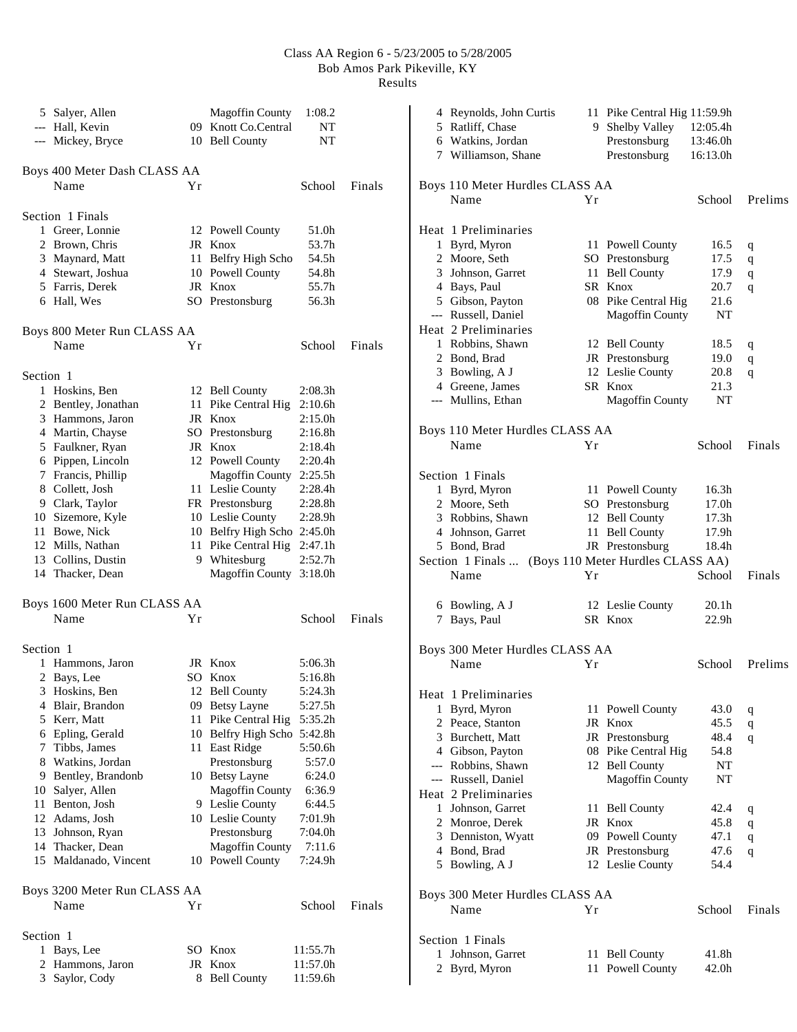# Class AA Region 6 - 5/23/2005 to 5/28/2005
Bob Amos Park Pikeville, KY
Results

| | Name | Yr | School | Finals |
|---|---|---|---|---|
| 5 | Salyer, Allen | | Magoffin County | 1:08.2 |
| --- | Hall, Kevin | 09 | Knott Co.Central | NT |
| --- | Mickey, Bryce | 10 | Bell County | NT |

## Boys 400 Meter Dash CLASS AA

| | Name | Yr | School | Finals |
|---|---|---|---|---|
| | **Section 1 Finals** | | | |
| 1 | Greer, Lonnie | 12 | Powell County | 51.0h |
| 2 | Brown, Chris | JR | Knox | 53.7h |
| 3 | Maynard, Matt | 11 | Belfry High Scho | 54.5h |
| 4 | Stewart, Joshua | 10 | Powell County | 54.8h |
| 5 | Farris, Derek | JR | Knox | 55.7h |
| 6 | Hall, Wes | SO | Prestonsburg | 56.3h |

## Boys 800 Meter Run CLASS AA

| | Name | Yr | School | Finals |
|---|---|---|---|---|
| | **Section 1** | | | |
| 1 | Hoskins, Ben | 12 | Bell County | 2:08.3h |
| 2 | Bentley, Jonathan | 11 | Pike Central Hig | 2:10.6h |
| 3 | Hammons, Jaron | JR | Knox | 2:15.0h |
| 4 | Martin, Chayse | SO | Prestonsburg | 2:16.8h |
| 5 | Faulkner, Ryan | JR | Knox | 2:18.4h |
| 6 | Pippen, Lincoln | 12 | Powell County | 2:20.4h |
| 7 | Francis, Phillip | | Magoffin County | 2:25.5h |
| 8 | Collett, Josh | 11 | Leslie County | 2:28.4h |
| 9 | Clark, Taylor | FR | Prestonsburg | 2:28.8h |
| 10 | Sizemore, Kyle | 10 | Leslie County | 2:28.9h |
| 11 | Bowe, Nick | 10 | Belfry High Scho | 2:45.0h |
| 12 | Mills, Nathan | 11 | Pike Central Hig | 2:47.1h |
| 13 | Collins, Dustin | 9 | Whitesburg | 2:52.7h |
| 14 | Thacker, Dean | | Magoffin County | 3:18.0h |

## Boys 1600 Meter Run CLASS AA

| | Name | Yr | School | Finals |
|---|---|---|---|---|
| | **Section 1** | | | |
| 1 | Hammons, Jaron | JR | Knox | 5:06.3h |
| 2 | Bays, Lee | SO | Knox | 5:16.8h |
| 3 | Hoskins, Ben | 12 | Bell County | 5:24.3h |
| 4 | Blair, Brandon | 09 | Betsy Layne | 5:27.5h |
| 5 | Kerr, Matt | 11 | Pike Central Hig | 5:35.2h |
| 6 | Epling, Gerald | 10 | Belfry High Scho | 5:42.8h |
| 7 | Tibbs, James | 11 | East Ridge | 5:50.6h |
| 8 | Watkins, Jordan | | Prestonsburg | 5:57.0 |
| 9 | Bentley, Brandonb | 10 | Betsy Layne | 6:24.0 |
| 10 | Salyer, Allen | | Magoffin County | 6:36.9 |
| 11 | Benton, Josh | 9 | Leslie County | 6:44.5 |
| 12 | Adams, Josh | 10 | Leslie County | 7:01.9h |
| 13 | Johnson, Ryan | | Prestonsburg | 7:04.0h |
| 14 | Thacker, Dean | | Magoffin County | 7:11.6 |
| 15 | Maldanado, Vincent | 10 | Powell County | 7:24.9h |

## Boys 3200 Meter Run CLASS AA

| | Name | Yr | School | Finals |
|---|---|---|---|---|
| | **Section 1** | | | |
| 1 | Bays, Lee | SO | Knox | 11:55.7h |
| 2 | Hammons, Jaron | JR | Knox | 11:57.0h |
| 3 | Saylor, Cody | 8 | Bell County | 11:59.6h |
| 4 | Reynolds, John Curtis | 11 | Pike Central Hig | 11:59.9h |
| 5 | Ratliff, Chase | 9 | Shelby Valley | 12:05.4h |
| 6 | Watkins, Jordan | | Prestonsburg | 13:46.0h |
| 7 | Williamson, Shane | | Prestonsburg | 16:13.0h |

## Boys 110 Meter Hurdles CLASS AA

| | Name | Yr | School | Prelims | |
|---|---|---|---|---|---|
| | **Heat 1 Preliminaries** | | | | |
| 1 | Byrd, Myron | 11 | Powell County | 16.5 | q |
| 2 | Moore, Seth | SO | Prestonsburg | 17.5 | q |
| 3 | Johnson, Garret | 11 | Bell County | 17.9 | q |
| 4 | Bays, Paul | SR | Knox | 20.7 | q |
| 5 | Gibson, Payton | 08 | Pike Central Hig | 21.6 | |
| --- | Russell, Daniel | | Magoffin County | NT | |
| | **Heat 2 Preliminaries** | | | | |
| 1 | Robbins, Shawn | 12 | Bell County | 18.5 | q |
| 2 | Bond, Brad | JR | Prestonsburg | 19.0 | q |
| 3 | Bowling, A J | 12 | Leslie County | 20.8 | q |
| 4 | Greene, James | SR | Knox | 21.3 | |
| --- | Mullins, Ethan | | Magoffin County | NT | |

## Boys 110 Meter Hurdles CLASS AA

| | Name | Yr | School | Finals |
|---|---|---|---|---|
| | **Section 1 Finals** | | | |
| 1 | Byrd, Myron | 11 | Powell County | 16.3h |
| 2 | Moore, Seth | SO | Prestonsburg | 17.0h |
| 3 | Robbins, Shawn | 12 | Bell County | 17.3h |
| 4 | Johnson, Garret | 11 | Bell County | 17.9h |
| 5 | Bond, Brad | JR | Prestonsburg | 18.4h |
| 6 | Bowling, A J | 12 | Leslie County | 20.1h |
| 7 | Bays, Paul | SR | Knox | 22.9h |

## Boys 300 Meter Hurdles CLASS AA

| | Name | Yr | School | Prelims | |
|---|---|---|---|---|---|
| | **Heat 1 Preliminaries** | | | | |
| 1 | Byrd, Myron | 11 | Powell County | 43.0 | q |
| 2 | Peace, Stanton | JR | Knox | 45.5 | q |
| 3 | Burchett, Matt | JR | Prestonsburg | 48.4 | q |
| 4 | Gibson, Payton | 08 | Pike Central Hig | 54.8 | |
| --- | Robbins, Shawn | 12 | Bell County | NT | |
| --- | Russell, Daniel | | Magoffin County | NT | |
| | **Heat 2 Preliminaries** | | | | |
| 1 | Johnson, Garret | 11 | Bell County | 42.4 | q |
| 2 | Monroe, Derek | JR | Knox | 45.8 | q |
| 3 | Denniston, Wyatt | 09 | Powell County | 47.1 | q |
| 4 | Bond, Brad | JR | Prestonsburg | 47.6 | q |
| 5 | Bowling, A J | 12 | Leslie County | 54.4 | |

## Boys 300 Meter Hurdles CLASS AA

| | Name | Yr | School | Finals |
|---|---|---|---|---|
| | **Section 1 Finals** | | | |
| 1 | Johnson, Garret | 11 | Bell County | 41.8h |
| 2 | Byrd, Myron | 11 | Powell County | 42.0h |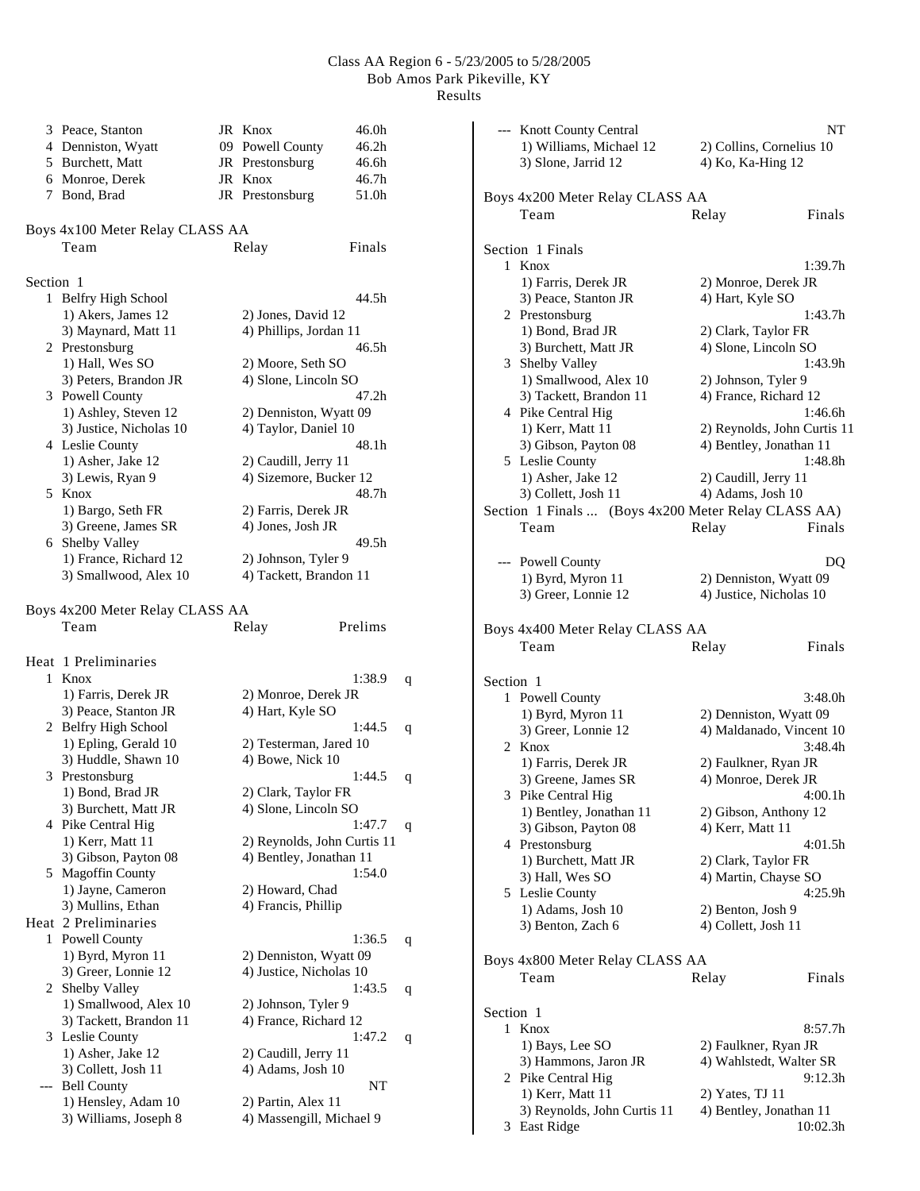# Class AA Region 6 - 5/23/2005 to 5/28/2005
Bob Amos Park Pikeville, KY
Results

| | Name | Yr | School | Finals |
|---|---|---|---|---|
| 3 | Peace, Stanton | JR | Knox | 46.0h |
| 4 | Denniston, Wyatt | 09 | Powell County | 46.2h |
| 5 | Burchett, Matt | JR | Prestonsburg | 46.6h |
| 6 | Monroe, Derek | JR | Knox | 46.7h |
| 7 | Bond, Brad | JR | Prestonsburg | 51.0h |

## Boys 4x100 Meter Relay CLASS AA

Team Relay Finals

Section 1

1. Belfry High School — 44.5h
   1) Akers, James 12 2) Jones, David 12
   3) Maynard, Matt 11 4) Phillips, Jordan 11
2. Prestonsburg — 46.5h
   1) Hall, Wes SO 2) Moore, Seth SO
   3) Peters, Brandon JR 4) Slone, Lincoln SO
3. Powell County — 47.2h
   1) Ashley, Steven 12 2) Denniston, Wyatt 09
   3) Justice, Nicholas 10 4) Taylor, Daniel 10
4. Leslie County — 48.1h
   1) Asher, Jake 12 2) Caudill, Jerry 11
   3) Lewis, Ryan 9 4) Sizemore, Bucker 12
5. Knox — 48.7h
   1) Bargo, Seth FR 2) Farris, Derek JR
   3) Greene, James SR 4) Jones, Josh JR
6. Shelby Valley — 49.5h
   1) France, Richard 12 2) Johnson, Tyler 9
   3) Smallwood, Alex 10 4) Tackett, Brandon 11

## Boys 4x200 Meter Relay CLASS AA

Team Relay Prelims

Heat 1 Preliminaries

1. Knox — 1:38.9 q
   1) Farris, Derek JR 2) Monroe, Derek JR
   3) Peace, Stanton JR 4) Hart, Kyle SO
2. Belfry High School — 1:44.5 q
   1) Epling, Gerald 10 2) Testerman, Jared 10
   3) Huddle, Shawn 10 4) Bowe, Nick 10
3. Prestonsburg — 1:44.5 q
   1) Bond, Brad JR 2) Clark, Taylor FR
   3) Burchett, Matt JR 4) Slone, Lincoln SO
4. Pike Central Hig — 1:47.7 q
   1) Kerr, Matt 11 2) Reynolds, John Curtis 11
   3) Gibson, Payton 08 4) Bentley, Jonathan 11
5. Magoffin County — 1:54.0
   1) Jayne, Cameron 2) Howard, Chad
   3) Mullins, Ethan 4) Francis, Phillip

Heat 2 Preliminaries

1. Powell County — 1:36.5 q
   1) Byrd, Myron 11 2) Denniston, Wyatt 09
   3) Greer, Lonnie 12 4) Justice, Nicholas 10
2. Shelby Valley — 1:43.5 q
   1) Smallwood, Alex 10 2) Johnson, Tyler 9
   3) Tackett, Brandon 11 4) France, Richard 12
3. Leslie County — 1:47.2 q
   1) Asher, Jake 12 2) Caudill, Jerry 11
   3) Collett, Josh 11 4) Adams, Josh 10

--- Bell County — NT
   1) Hensley, Adam 10 2) Partin, Alex 11
   3) Williams, Joseph 8 4) Massengill, Michael 9

--- Knott County Central — NT
   1) Williams, Michael 12 2) Collins, Cornelius 10
   3) Slone, Jarrid 12 4) Ko, Ka-Hing 12

## Boys 4x200 Meter Relay CLASS AA

Team Relay Finals

Section 1 Finals

1. Knox — 1:39.7h
   1) Farris, Derek JR 2) Monroe, Derek JR
   3) Peace, Stanton JR 4) Hart, Kyle SO
2. Prestonsburg — 1:43.7h
   1) Bond, Brad JR 2) Clark, Taylor FR
   3) Burchett, Matt JR 4) Slone, Lincoln SO
3. Shelby Valley — 1:43.9h
   1) Smallwood, Alex 10 2) Johnson, Tyler 9
   3) Tackett, Brandon 11 4) France, Richard 12
4. Pike Central Hig — 1:46.6h
   1) Kerr, Matt 11 2) Reynolds, John Curtis 11
   3) Gibson, Payton 08 4) Bentley, Jonathan 11
5. Leslie County — 1:48.8h
   1) Asher, Jake 12 2) Caudill, Jerry 11
   3) Collett, Josh 11 4) Adams, Josh 10

Section 1 Finals ... (Boys 4x200 Meter Relay CLASS AA)

Team Relay Finals

--- Powell County — DQ
   1) Byrd, Myron 11 2) Denniston, Wyatt 09
   3) Greer, Lonnie 12 4) Justice, Nicholas 10

## Boys 4x400 Meter Relay CLASS AA

Team Relay Finals

Section 1

1. Powell County — 3:48.0h
   1) Byrd, Myron 11 2) Denniston, Wyatt 09
   3) Greer, Lonnie 12 4) Maldanado, Vincent 10
2. Knox — 3:48.4h
   1) Farris, Derek JR 2) Faulkner, Ryan JR
   3) Greene, James SR 4) Monroe, Derek JR
3. Pike Central Hig — 4:00.1h
   1) Bentley, Jonathan 11 2) Gibson, Anthony 12
   3) Gibson, Payton 08 4) Kerr, Matt 11
4. Prestonsburg — 4:01.5h
   1) Burchett, Matt JR 2) Clark, Taylor FR
   3) Hall, Wes SO 4) Martin, Chayse SO
5. Leslie County — 4:25.9h
   1) Adams, Josh 10 2) Benton, Josh 9
   3) Benton, Zach 6 4) Collett, Josh 11

## Boys 4x800 Meter Relay CLASS AA

Team Relay Finals

Section 1

1. Knox — 8:57.7h
   1) Bays, Lee SO 2) Faulkner, Ryan JR
   3) Hammons, Jaron JR 4) Wahlstedt, Walter SR
2. Pike Central Hig — 9:12.3h
   1) Kerr, Matt 11 2) Yates, TJ 11
   3) Reynolds, John Curtis 11 4) Bentley, Jonathan 11
3. East Ridge — 10:02.3h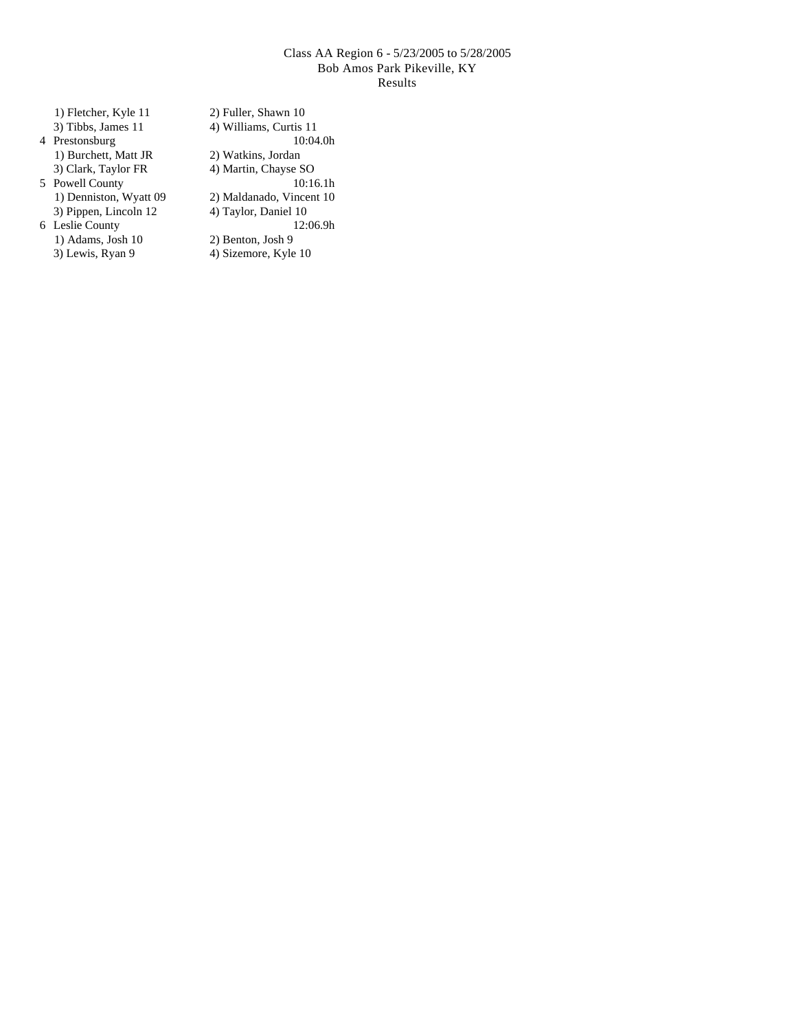Class AA Region 6 - 5/23/2005 to 5/28/2005
Bob Amos Park Pikeville, KY
Results

| | | |
|---|---|---|
| | 1) Fletcher, Kyle 11 | 2) Fuller, Shawn 10 |
| | 3) Tibbs, James 11 | 4) Williams, Curtis 11 |
| 4 | Prestonsburg | 10:04.0h |
| | 1) Burchett, Matt JR | 2) Watkins, Jordan |
| | 3) Clark, Taylor FR | 4) Martin, Chayse SO |
| 5 | Powell County | 10:16.1h |
| | 1) Denniston, Wyatt 09 | 2) Maldanado, Vincent 10 |
| | 3) Pippen, Lincoln 12 | 4) Taylor, Daniel 10 |
| 6 | Leslie County | 12:06.9h |
| | 1) Adams, Josh 10 | 2) Benton, Josh 9 |
| | 3) Lewis, Ryan 9 | 4) Sizemore, Kyle 10 |